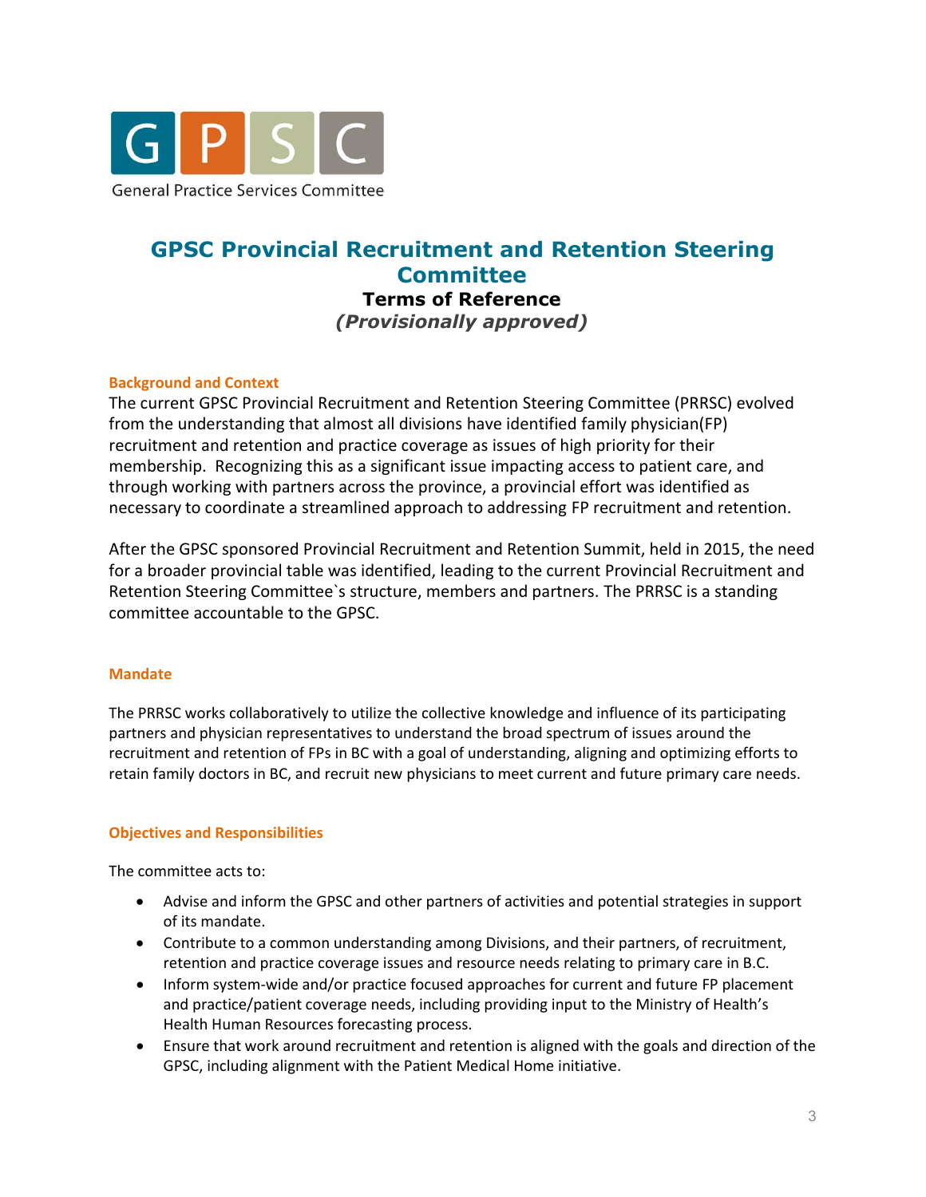GPSC

General Practice Services Committee

# GPSC Provincial Recruitment and Retention Steering Committee

**Terms of Reference**

***(Provisionally approved)***

## Background and Context

The current GPSC Provincial Recruitment and Retention Steering Committee (PRRSC) evolved from the understanding that almost all divisions have identified family physician(FP) recruitment and retention and practice coverage as issues of high priority for their membership. Recognizing this as a significant issue impacting access to patient care, and through working with partners across the province, a provincial effort was identified as necessary to coordinate a streamlined approach to addressing FP recruitment and retention.

After the GPSC sponsored Provincial Recruitment and Retention Summit, held in 2015, the need for a broader provincial table was identified, leading to the current Provincial Recruitment and Retention Steering Committee`s structure, members and partners. The PRRSC is a standing committee accountable to the GPSC.

## Mandate

The PRRSC works collaboratively to utilize the collective knowledge and influence of its participating partners and physician representatives to understand the broad spectrum of issues around the recruitment and retention of FPs in BC with a goal of understanding, aligning and optimizing efforts to retain family doctors in BC, and recruit new physicians to meet current and future primary care needs.

## Objectives and Responsibilities

The committee acts to:

- Advise and inform the GPSC and other partners of activities and potential strategies in support of its mandate.
- Contribute to a common understanding among Divisions, and their partners, of recruitment, retention and practice coverage issues and resource needs relating to primary care in B.C.
- Inform system-wide and/or practice focused approaches for current and future FP placement and practice/patient coverage needs, including providing input to the Ministry of Health's Health Human Resources forecasting process.
- Ensure that work around recruitment and retention is aligned with the goals and direction of the GPSC, including alignment with the Patient Medical Home initiative.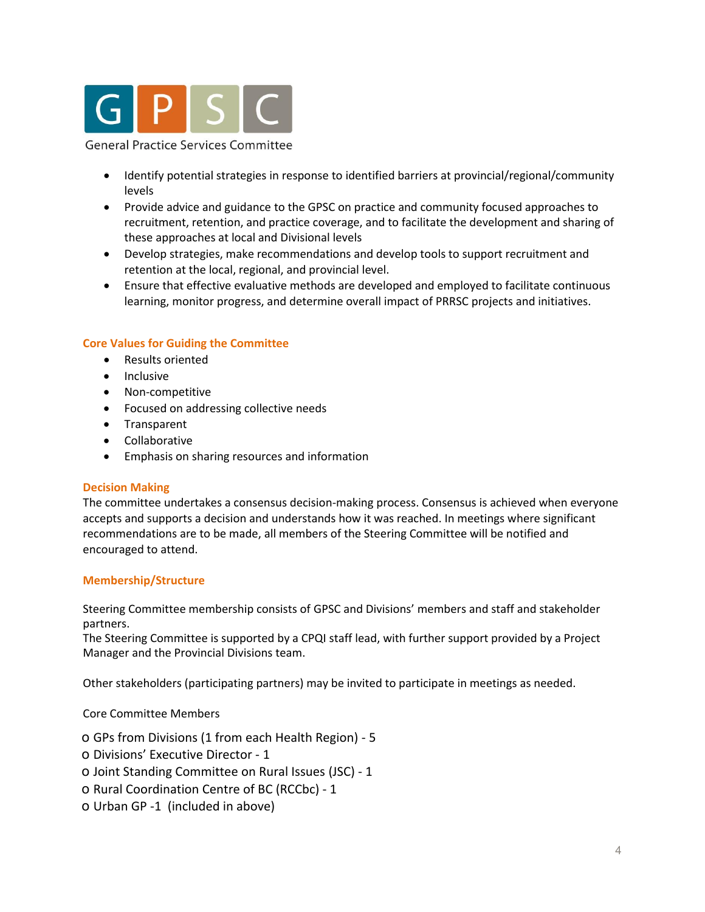- Identify potential strategies in response to identified barriers at provincial/regional/community levels
- Provide advice and guidance to the GPSC on practice and community focused approaches to recruitment, retention, and practice coverage, and to facilitate the development and sharing of these approaches at local and Divisional levels
- Develop strategies, make recommendations and develop tools to support recruitment and retention at the local, regional, and provincial level.
- Ensure that effective evaluative methods are developed and employed to facilitate continuous learning, monitor progress, and determine overall impact of PRRSC projects and initiatives.

### Core Values for Guiding the Committee

- Results oriented
- Inclusive
- Non-competitive
- Focused on addressing collective needs
- Transparent
- Collaborative
- Emphasis on sharing resources and information

### Decision Making

The committee undertakes a consensus decision-making process. Consensus is achieved when everyone accepts and supports a decision and understands how it was reached. In meetings where significant recommendations are to be made, all members of the Steering Committee will be notified and encouraged to attend.

### Membership/Structure

Steering Committee membership consists of GPSC and Divisions' members and staff and stakeholder partners.
The Steering Committee is supported by a CPQI staff lead, with further support provided by a Project Manager and the Provincial Divisions team.

Other stakeholders (participating partners) may be invited to participate in meetings as needed.

Core Committee Members

- GPs from Divisions (1 from each Health Region) - 5
- Divisions' Executive Director - 1
- Joint Standing Committee on Rural Issues (JSC) - 1
- Rural Coordination Centre of BC (RCCbc) - 1
- Urban GP -1 (included in above)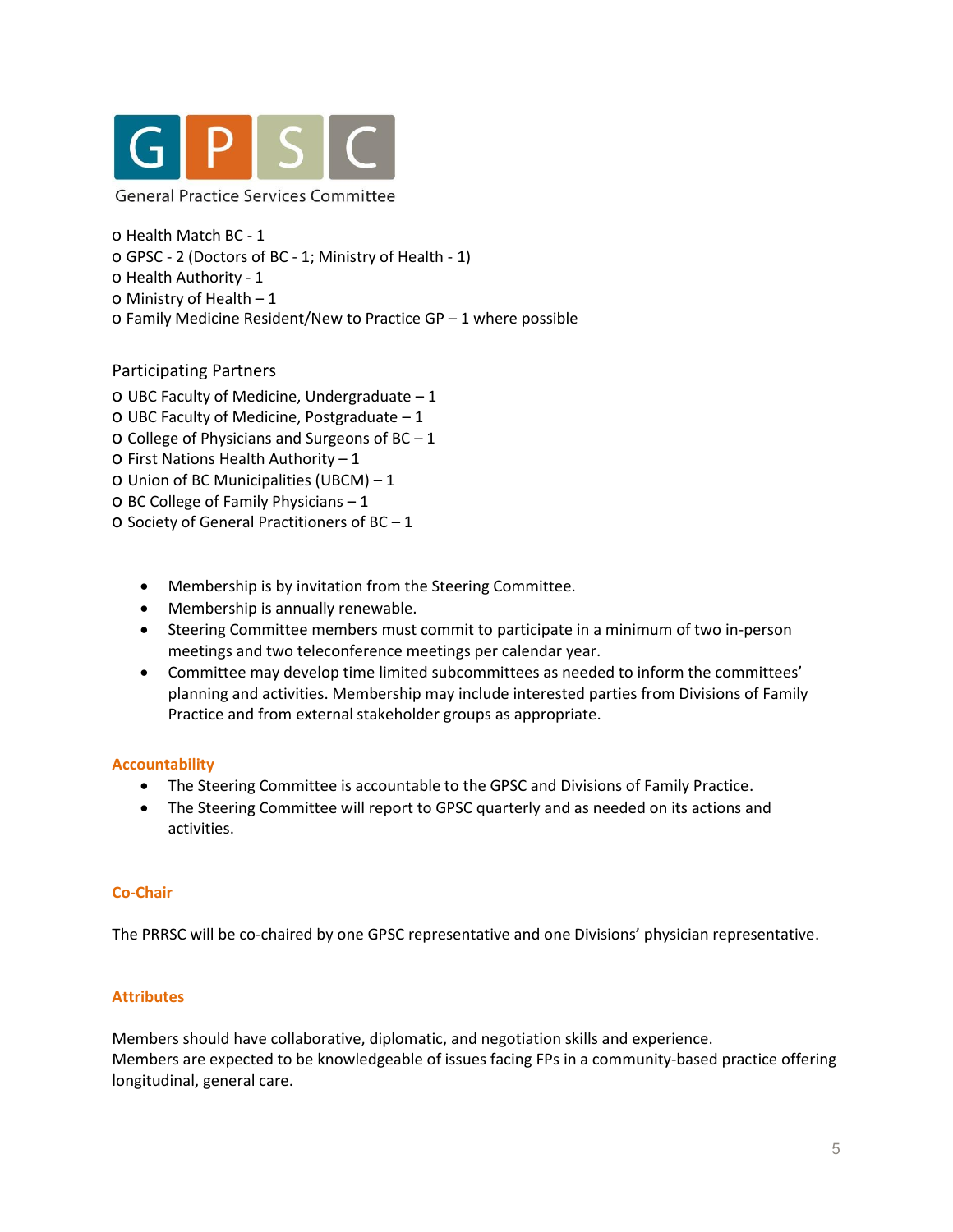- Health Match BC - 1
- GPSC - 2 (Doctors of BC - 1; Ministry of Health - 1)
- Health Authority - 1
- Ministry of Health – 1
- Family Medicine Resident/New to Practice GP – 1 where possible

Participating Partners

- UBC Faculty of Medicine, Undergraduate – 1
- UBC Faculty of Medicine, Postgraduate – 1
- College of Physicians and Surgeons of BC – 1
- First Nations Health Authority – 1
- Union of BC Municipalities (UBCM) – 1
- BC College of Family Physicians – 1
- Society of General Practitioners of BC – 1

- Membership is by invitation from the Steering Committee.
- Membership is annually renewable.
- Steering Committee members must commit to participate in a minimum of two in-person meetings and two teleconference meetings per calendar year.
- Committee may develop time limited subcommittees as needed to inform the committees' planning and activities. Membership may include interested parties from Divisions of Family Practice and from external stakeholder groups as appropriate.

## Accountability

- The Steering Committee is accountable to the GPSC and Divisions of Family Practice.
- The Steering Committee will report to GPSC quarterly and as needed on its actions and activities.

## Co-Chair

The PRRSC will be co-chaired by one GPSC representative and one Divisions' physician representative.

## Attributes

Members should have collaborative, diplomatic, and negotiation skills and experience.
Members are expected to be knowledgeable of issues facing FPs in a community-based practice offering longitudinal, general care.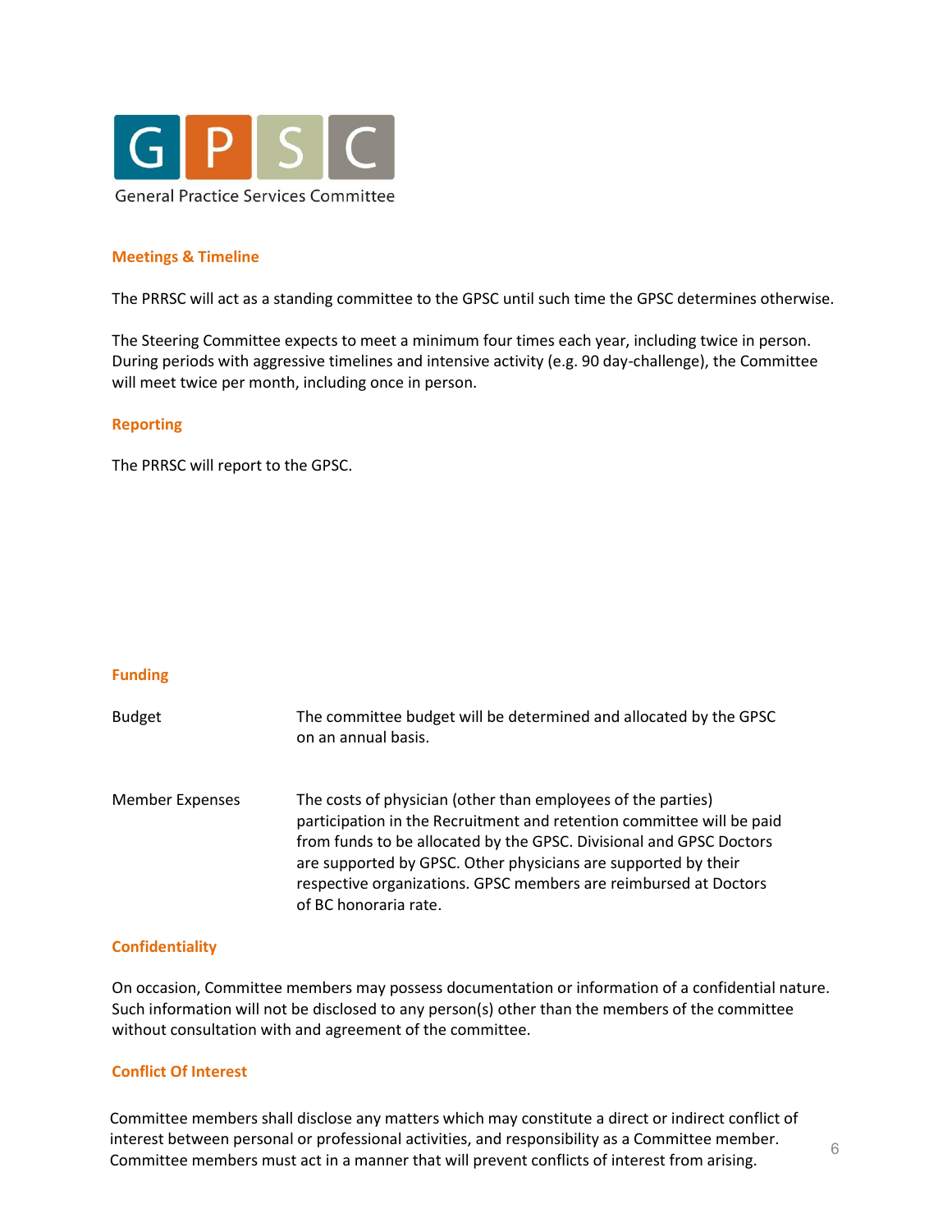## Meetings & Timeline

The PRRSC will act as a standing committee to the GPSC until such time the GPSC determines otherwise.

The Steering Committee expects to meet a minimum four times each year, including twice in person. During periods with aggressive timelines and intensive activity (e.g. 90 day-challenge), the Committee will meet twice per month, including once in person.

## Reporting

The PRRSC will report to the GPSC.

## Funding

| | |
|---|---|
| Budget | The committee budget will be determined and allocated by the GPSC on an annual basis. |
| Member Expenses | The costs of physician (other than employees of the parties) participation in the Recruitment and retention committee will be paid from funds to be allocated by the GPSC. Divisional and GPSC Doctors are supported by GPSC. Other physicians are supported by their respective organizations. GPSC members are reimbursed at Doctors of BC honoraria rate. |

## Confidentiality

On occasion, Committee members may possess documentation or information of a confidential nature. Such information will not be disclosed to any person(s) other than the members of the committee without consultation with and agreement of the committee.

## Conflict Of Interest

Committee members shall disclose any matters which may constitute a direct or indirect conflict of interest between personal or professional activities, and responsibility as a Committee member. Committee members must act in a manner that will prevent conflicts of interest from arising.